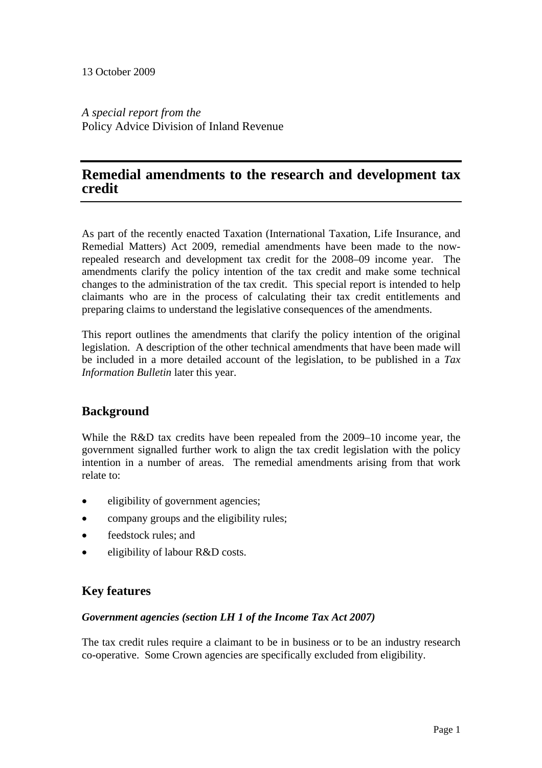13 October 2009

*A special report from the*
Policy Advice Division of Inland Revenue

# Remedial amendments to the research and development tax credit

As part of the recently enacted Taxation (International Taxation, Life Insurance, and Remedial Matters) Act 2009, remedial amendments have been made to the now-repealed research and development tax credit for the 2008–09 income year. The amendments clarify the policy intention of the tax credit and make some technical changes to the administration of the tax credit. This special report is intended to help claimants who are in the process of calculating their tax credit entitlements and preparing claims to understand the legislative consequences of the amendments.

This report outlines the amendments that clarify the policy intention of the original legislation. A description of the other technical amendments that have been made will be included in a more detailed account of the legislation, to be published in a *Tax Information Bulletin* later this year.

## Background

While the R&D tax credits have been repealed from the 2009–10 income year, the government signalled further work to align the tax credit legislation with the policy intention in a number of areas. The remedial amendments arising from that work relate to:

- eligibility of government agencies;
- company groups and the eligibility rules;
- feedstock rules; and
- eligibility of labour R&D costs.

## Key features

### *Government agencies (section LH 1 of the Income Tax Act 2007)*

The tax credit rules require a claimant to be in business or to be an industry research co-operative. Some Crown agencies are specifically excluded from eligibility.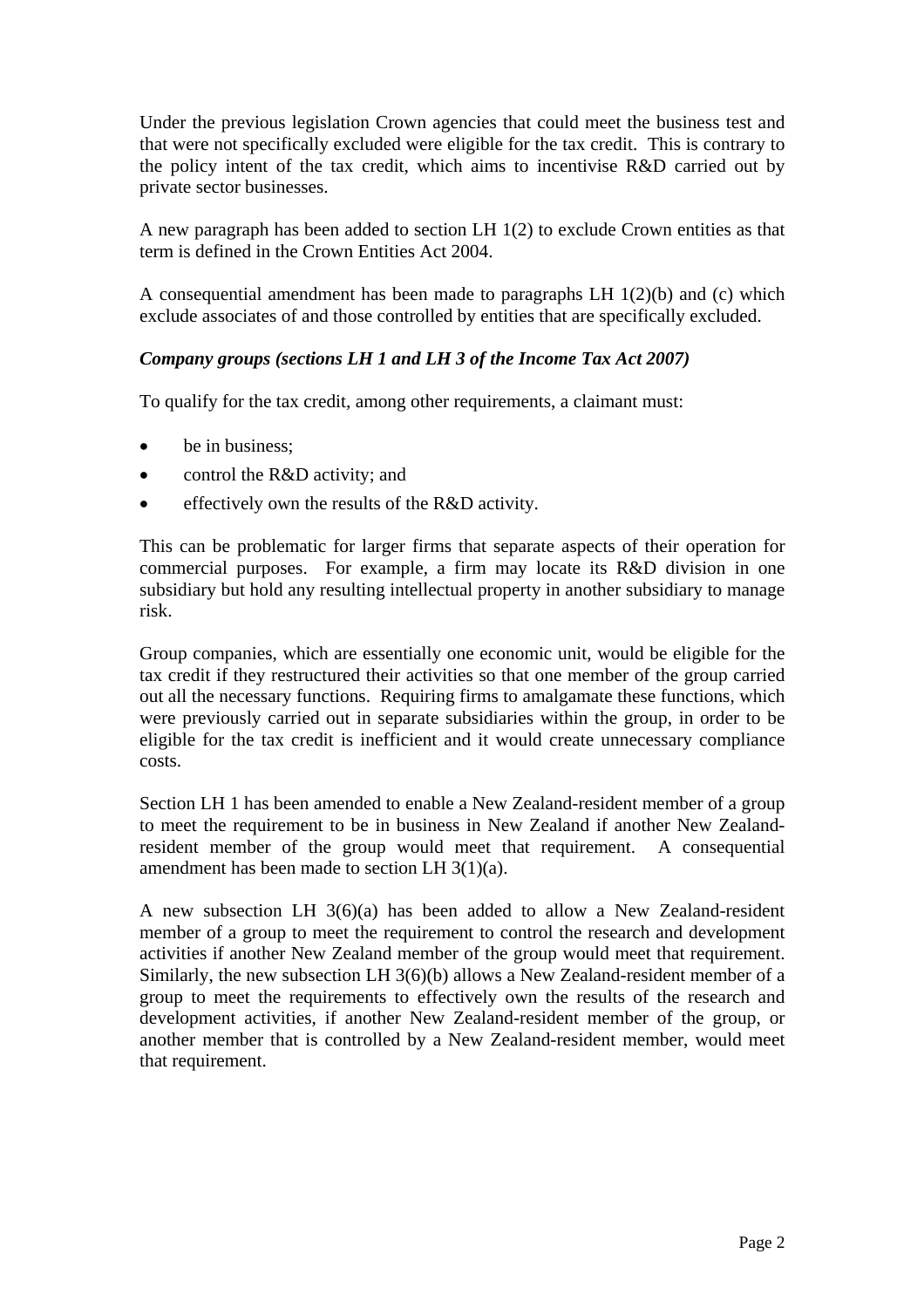Under the previous legislation Crown agencies that could meet the business test and that were not specifically excluded were eligible for the tax credit. This is contrary to the policy intent of the tax credit, which aims to incentivise R&D carried out by private sector businesses.

A new paragraph has been added to section LH 1(2) to exclude Crown entities as that term is defined in the Crown Entities Act 2004.

A consequential amendment has been made to paragraphs LH 1(2)(b) and (c) which exclude associates of and those controlled by entities that are specifically excluded.

***Company groups (sections LH 1 and LH 3 of the Income Tax Act 2007)***

To qualify for the tax credit, among other requirements, a claimant must:

- be in business;
- control the R&D activity; and
- effectively own the results of the R&D activity.

This can be problematic for larger firms that separate aspects of their operation for commercial purposes. For example, a firm may locate its R&D division in one subsidiary but hold any resulting intellectual property in another subsidiary to manage risk.

Group companies, which are essentially one economic unit, would be eligible for the tax credit if they restructured their activities so that one member of the group carried out all the necessary functions. Requiring firms to amalgamate these functions, which were previously carried out in separate subsidiaries within the group, in order to be eligible for the tax credit is inefficient and it would create unnecessary compliance costs.

Section LH 1 has been amended to enable a New Zealand-resident member of a group to meet the requirement to be in business in New Zealand if another New Zealand-resident member of the group would meet that requirement. A consequential amendment has been made to section LH 3(1)(a).

A new subsection LH 3(6)(a) has been added to allow a New Zealand-resident member of a group to meet the requirement to control the research and development activities if another New Zealand member of the group would meet that requirement. Similarly, the new subsection LH 3(6)(b) allows a New Zealand-resident member of a group to meet the requirements to effectively own the results of the research and development activities, if another New Zealand-resident member of the group, or another member that is controlled by a New Zealand-resident member, would meet that requirement.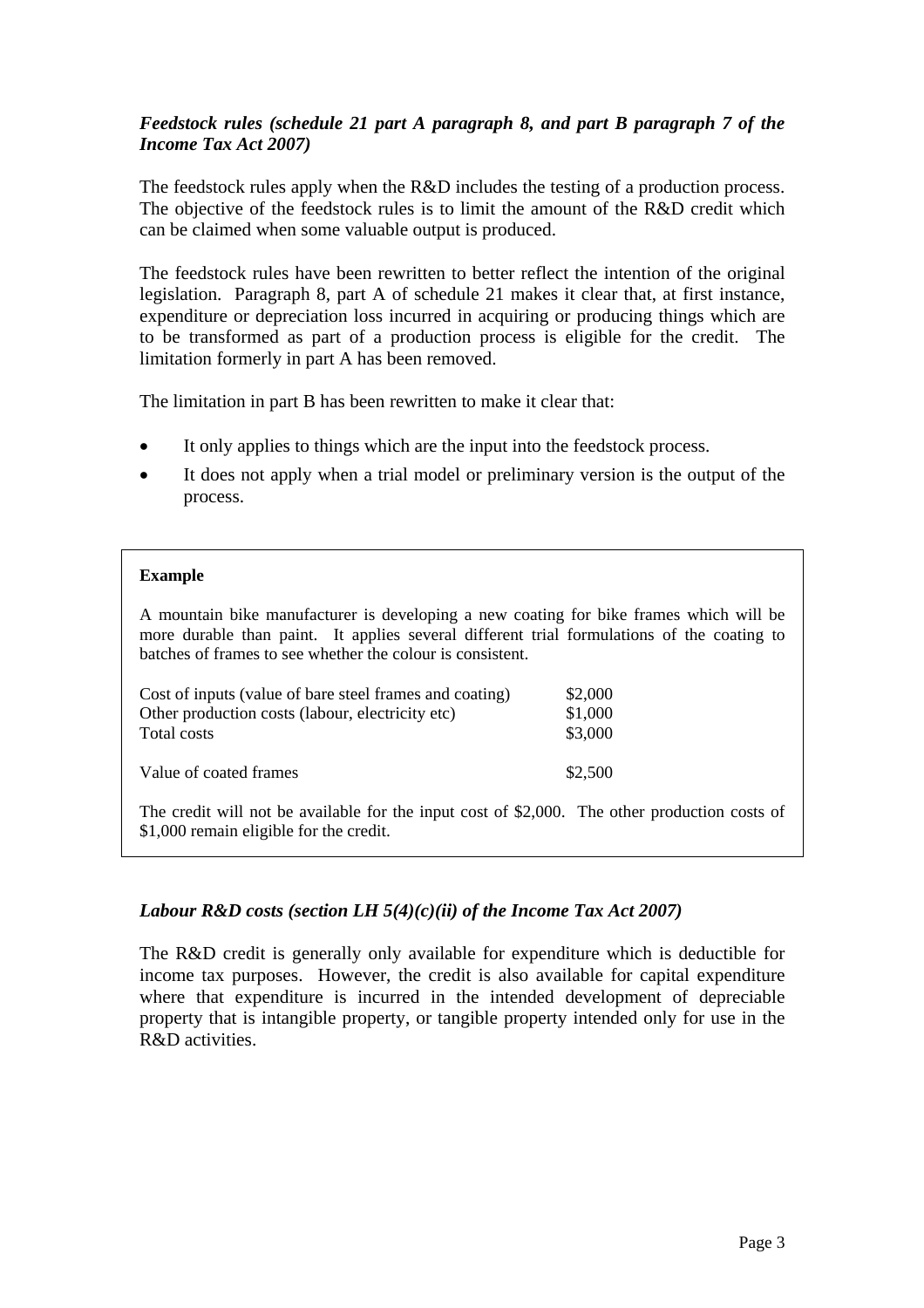### *Feedstock rules (schedule 21 part A paragraph 8, and part B paragraph 7 of the Income Tax Act 2007)*

The feedstock rules apply when the R&D includes the testing of a production process. The objective of the feedstock rules is to limit the amount of the R&D credit which can be claimed when some valuable output is produced.

The feedstock rules have been rewritten to better reflect the intention of the original legislation. Paragraph 8, part A of schedule 21 makes it clear that, at first instance, expenditure or depreciation loss incurred in acquiring or producing things which are to be transformed as part of a production process is eligible for the credit. The limitation formerly in part A has been removed.

The limitation in part B has been rewritten to make it clear that:

- It only applies to things which are the input into the feedstock process.
- It does not apply when a trial model or preliminary version is the output of the process.

**Example**

A mountain bike manufacturer is developing a new coating for bike frames which will be more durable than paint. It applies several different trial formulations of the coating to batches of frames to see whether the colour is consistent.

| | |
|---|---|
| Cost of inputs (value of bare steel frames and coating) | $2,000 |
| Other production costs (labour, electricity etc) | $1,000 |
| Total costs | $3,000 |
| | |
| Value of coated frames | $2,500 |

The credit will not be available for the input cost of $2,000. The other production costs of $1,000 remain eligible for the credit.

### *Labour R&D costs (section LH 5(4)(c)(ii) of the Income Tax Act 2007)*

The R&D credit is generally only available for expenditure which is deductible for income tax purposes. However, the credit is also available for capital expenditure where that expenditure is incurred in the intended development of depreciable property that is intangible property, or tangible property intended only for use in the R&D activities.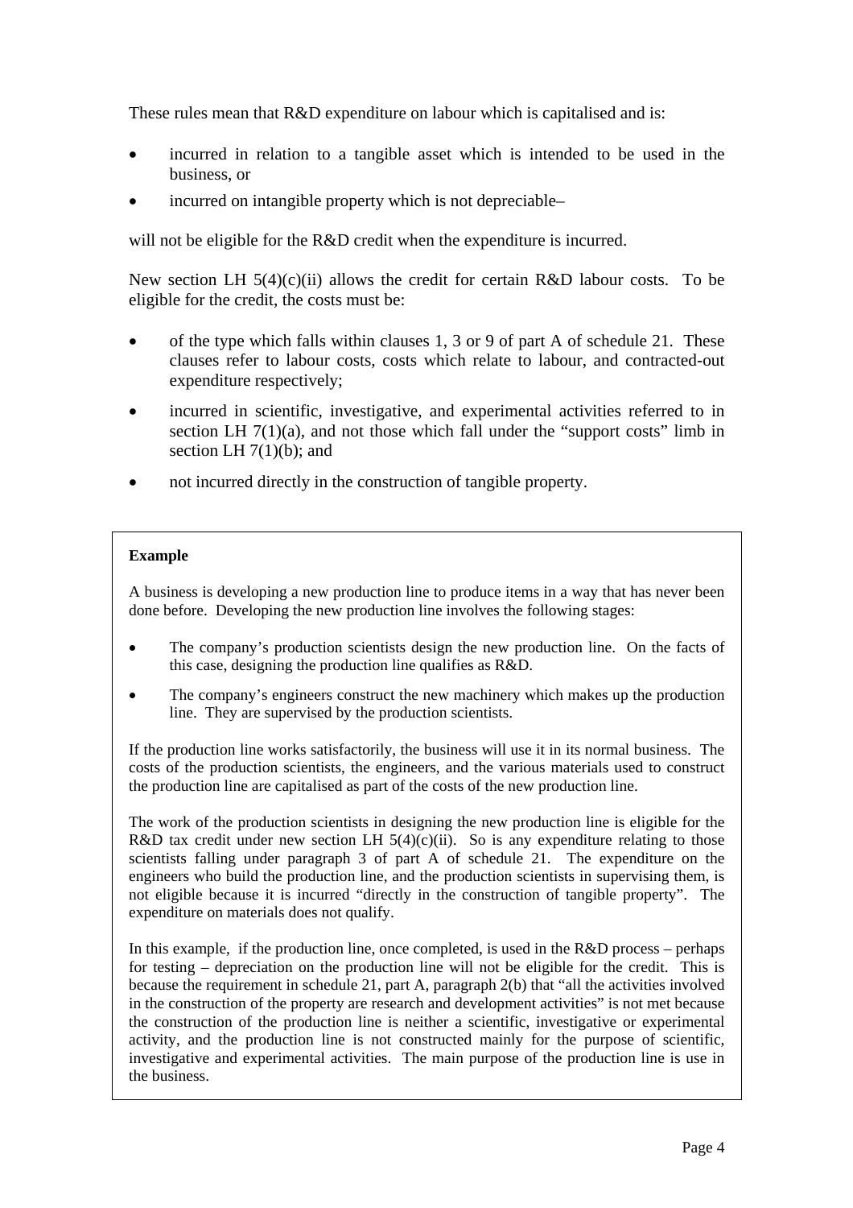These rules mean that R&D expenditure on labour which is capitalised and is:

- incurred in relation to a tangible asset which is intended to be used in the business, or
- incurred on intangible property which is not depreciable–

will not be eligible for the R&D credit when the expenditure is incurred.

New section LH 5(4)(c)(ii) allows the credit for certain R&D labour costs. To be eligible for the credit, the costs must be:

- of the type which falls within clauses 1, 3 or 9 of part A of schedule 21. These clauses refer to labour costs, costs which relate to labour, and contracted-out expenditure respectively;
- incurred in scientific, investigative, and experimental activities referred to in section LH 7(1)(a), and not those which fall under the "support costs" limb in section LH 7(1)(b); and
- not incurred directly in the construction of tangible property.

**Example**

A business is developing a new production line to produce items in a way that has never been done before. Developing the new production line involves the following stages:

- The company's production scientists design the new production line. On the facts of this case, designing the production line qualifies as R&D.
- The company's engineers construct the new machinery which makes up the production line. They are supervised by the production scientists.

If the production line works satisfactorily, the business will use it in its normal business. The costs of the production scientists, the engineers, and the various materials used to construct the production line are capitalised as part of the costs of the new production line.

The work of the production scientists in designing the new production line is eligible for the R&D tax credit under new section LH 5(4)(c)(ii). So is any expenditure relating to those scientists falling under paragraph 3 of part A of schedule 21. The expenditure on the engineers who build the production line, and the production scientists in supervising them, is not eligible because it is incurred "directly in the construction of tangible property". The expenditure on materials does not qualify.

In this example, if the production line, once completed, is used in the R&D process – perhaps for testing – depreciation on the production line will not be eligible for the credit. This is because the requirement in schedule 21, part A, paragraph 2(b) that "all the activities involved in the construction of the property are research and development activities" is not met because the construction of the production line is neither a scientific, investigative or experimental activity, and the production line is not constructed mainly for the purpose of scientific, investigative and experimental activities. The main purpose of the production line is use in the business.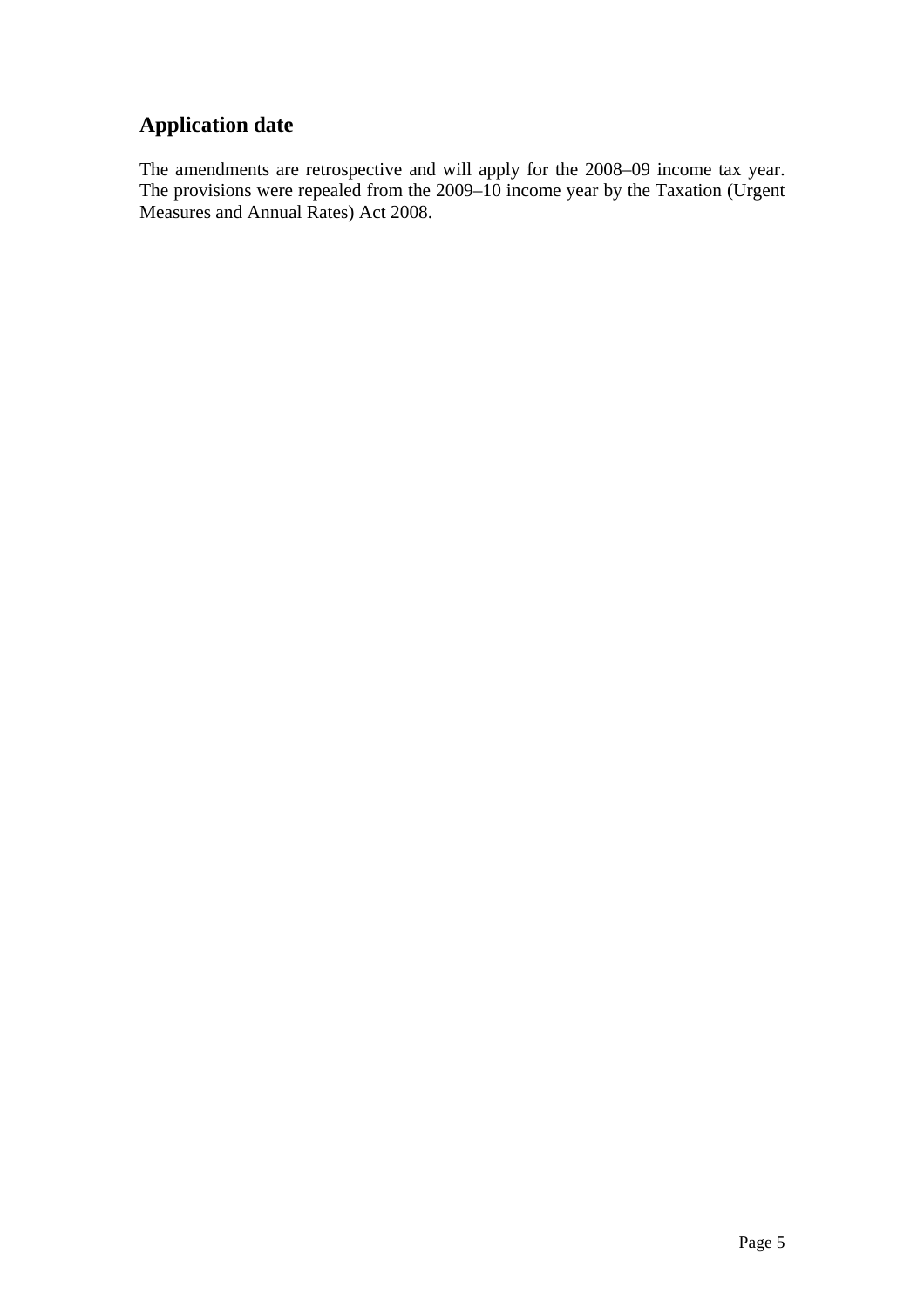## Application date

The amendments are retrospective and will apply for the 2008–09 income tax year. The provisions were repealed from the 2009–10 income year by the Taxation (Urgent Measures and Annual Rates) Act 2008.